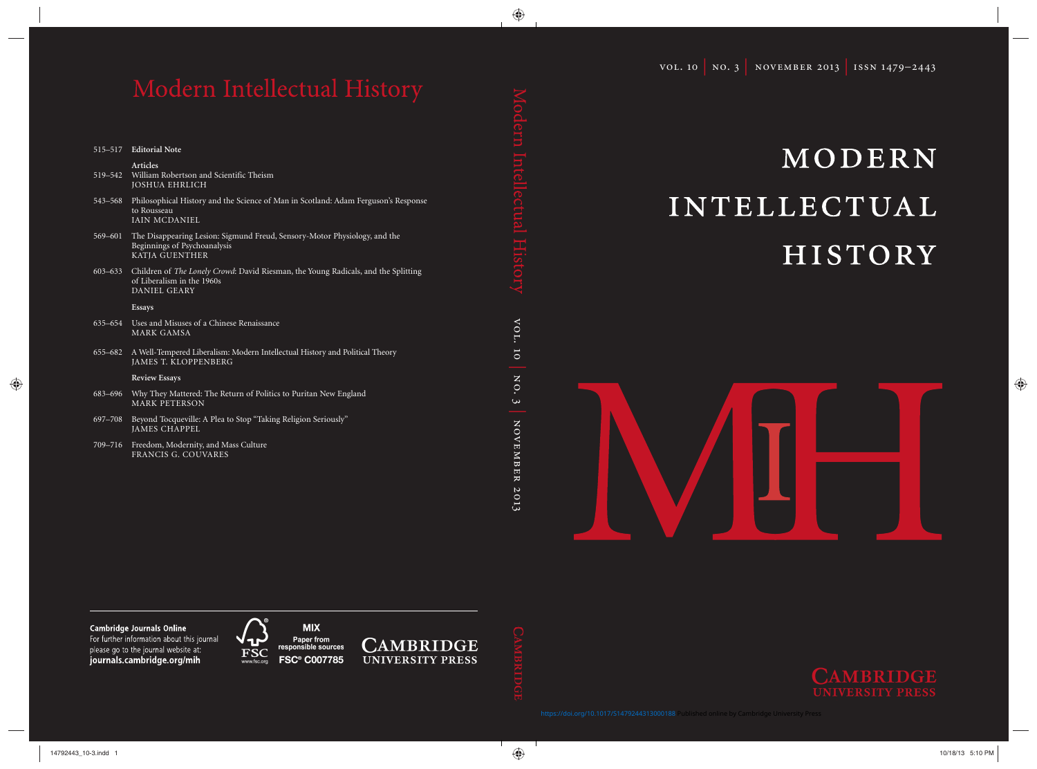# Modern Intellectual History

vol. 10 | no. 3 | november 2013 | issn 1479–2443

515–517 **Editorial Note**

**Articles**

519–542 William Robertson and Scientific Theism
JOSHUA EHRLICH

543–568 Philosophical History and the Science of Man in Scotland: Adam Ferguson's Response to Rousseau
IAIN MCDANIEL

569–601 The Disappearing Lesion: Sigmund Freud, Sensory-Motor Physiology, and the Beginnings of Psychoanalysis
KATJA GUENTHER

603–633 Children of *The Lonely Crowd*: David Riesman, the Young Radicals, and the Splitting of Liberalism in the 1960s
DANIEL GEARY

**Essays**

635–654 Uses and Misuses of a Chinese Renaissance
MARK GAMSA

655–682 A Well-Tempered Liberalism: Modern Intellectual History and Political Theory
JAMES T. KLOPPENBERG

**Review Essays**

683–696 Why They Mattered: The Return of Politics to Puritan New England
MARK PETERSON

697–708 Beyond Tocqueville: A Plea to Stop "Taking Religion Seriously"
JAMES CHAPPEL

709–716 Freedom, Modernity, and Mass Culture
FRANCIS G. COUVARES

**Cambridge Journals Online**
For further information about this journal please go to the journal website at:
**journals.cambridge.org/mih**

MIX
Paper from responsible sources
FSC® C007785

CAMBRIDGE UNIVERSITY PRESS

https://doi.org/10.1017/S1479244313000188 Published online by Cambridge University Press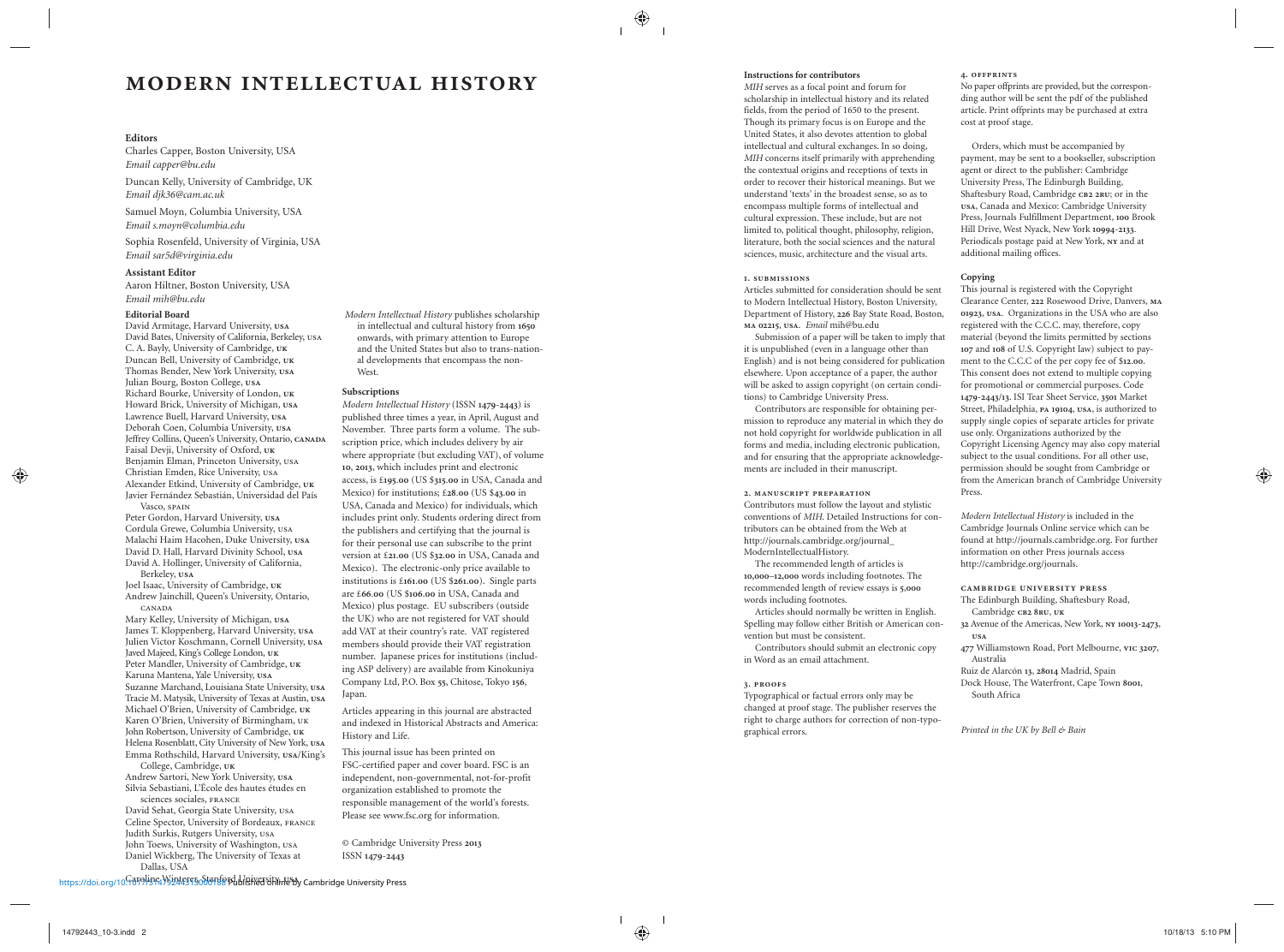# MODERN INTELLECTUAL HISTORY

**Editors**

Charles Capper, Boston University, USA
*Email capper@bu.edu*

Duncan Kelly, University of Cambridge, UK
*Email djk36@cam.ac.uk*

Samuel Moyn, Columbia University, USA
*Email s.moyn@columbia.edu*

Sophia Rosenfeld, University of Virginia, USA
*Email sar5d@virginia.edu*

**Assistant Editor**

Aaron Hiltner, Boston University, USA
*Email mih@bu.edu*

**Editorial Board**

David Armitage, Harvard University, USA
David Bates, University of California, Berkeley, USA
C. A. Bayly, University of Cambridge, UK
Duncan Bell, University of Cambridge, UK
Thomas Bender, New York University, USA
Julian Bourg, Boston College, USA
Richard Bourke, University of London, UK
Howard Brick, University of Michigan, USA
Lawrence Buell, Harvard University, USA
Deborah Coen, Columbia University, USA
Jeffrey Collins, Queen's University, Ontario, CANADA
Faisal Devji, University of Oxford, UK
Benjamin Elman, Princeton University, USA
Christian Emden, Rice University, USA
Alexander Etkind, University of Cambridge, UK
Javier Fernández Sebastián, Universidad del País Vasco, SPAIN
Peter Gordon, Harvard University, USA
Cordula Grewe, Columbia University, USA
Malachi Haim Hacohen, Duke University, USA
David D. Hall, Harvard Divinity School, USA
David A. Hollinger, University of California, Berkeley, USA
Joel Isaac, University of Cambridge, UK
Andrew Jainchill, Queen's University, Ontario, CANADA
Mary Kelley, University of Michigan, USA
James T. Kloppenberg, Harvard University, USA
Julien Victor Koschmann, Cornell University, USA
Javed Majeed, King's College London, UK
Peter Mandler, University of Cambridge, UK
Karuna Mantena, Yale University, USA
Suzanne Marchand, Louisiana State University, USA
Tracie M. Matysik, University of Texas at Austin, USA
Michael O'Brien, University of Cambridge, UK
Karen O'Brien, University of Birmingham, UK
John Robertson, University of Cambridge, UK
Helena Rosenblatt, City University of New York, USA
Emma Rothschild, Harvard University, USA/King's College, Cambridge, UK
Andrew Sartori, New York University, USA
Silvia Sebastiani, L'École des hautes études en sciences sociales, FRANCE
David Sehat, Georgia State University, USA
Celine Spector, University of Bordeaux, FRANCE
Judith Surkis, Rutgers University, USA
John Toews, University of Washington, USA
Daniel Wickberg, The University of Texas at Dallas, USA
Caroline Winterer, Stanford University, USA

*Modern Intellectual History* publishes scholarship in intellectual and cultural history from 1650 onwards, with primary attention to Europe and the United States but also to trans-national developments that encompass the non-West.

**Subscriptions**

*Modern Intellectual History* (ISSN 1479-2443) is published three times a year, in April, August and November. Three parts form a volume. The subscription price, which includes delivery by air where appropriate (but excluding VAT), of volume 10, 2013, which includes print and electronic access, is £195.00 (US $315.00 in USA, Canada and Mexico) for institutions; £28.00 (US $43.00 in USA, Canada and Mexico) for individuals, which includes print only. Students ordering direct from the publishers and certifying that the journal is for their personal use can subscribe to the print version at £21.00 (US $32.00 in USA, Canada and Mexico). The electronic-only price available to institutions is £161.00 (US $261.00). Single parts are £66.00 (US $106.00 in USA, Canada and Mexico) plus postage. EU subscribers (outside the UK) who are not registered for VAT should add VAT at their country's rate. VAT registered members should provide their VAT registration number. Japanese prices for institutions (including ASP delivery) are available from Kinokuniya Company Ltd, P.O. Box 55, Chitose, Tokyo 156, Japan.

Articles appearing in this journal are abstracted and indexed in Historical Abstracts and America: History and Life.

This journal issue has been printed on FSC-certified paper and cover board. FSC is an independent, non-governmental, not-for-profit organization established to promote the responsible management of the world's forests. Please see www.fsc.org for information.

© Cambridge University Press 2013
ISSN 1479-2443

**Instructions for contributors**

*MIH* serves as a focal point and forum for scholarship in intellectual history and its related fields, from the period of 1650 to the present. Though its primary focus is on Europe and the United States, it also devotes attention to global intellectual and cultural exchanges. In so doing, *MIH* concerns itself primarily with apprehending the contextual origins and receptions of texts in order to recover their historical meanings. But we understand 'texts' in the broadest sense, so as to encompass multiple forms of intellectual and cultural expression. These include, but are not limited to, political thought, philosophy, religion, literature, both the social sciences and the natural sciences, music, architecture and the visual arts.

**1. SUBMISSIONS**

Articles submitted for consideration should be sent to Modern Intellectual History, Boston University, Department of History, 226 Bay State Road, Boston, MA 02215, USA. *Email* mih@bu.edu

Submission of a paper will be taken to imply that it is unpublished (even in a language other than English) and is not being considered for publication elsewhere. Upon acceptance of a paper, the author will be asked to assign copyright (on certain conditions) to Cambridge University Press.

Contributors are responsible for obtaining permission to reproduce any material in which they do not hold copyright for worldwide publication in all forms and media, including electronic publication, and for ensuring that the appropriate acknowledgements are included in their manuscript.

**2. MANUSCRIPT PREPARATION**

Contributors must follow the layout and stylistic conventions of *MIH*. Detailed Instructions for contributors can be obtained from the Web at http://journals.cambridge.org/journal_ModernIntellectualHistory.

The recommended length of articles is 10,000–12,000 words including footnotes. The recommended length of review essays is 5,000 words including footnotes.

Articles should normally be written in English. Spelling may follow either British or American convention but must be consistent.

Contributors should submit an electronic copy in Word as an email attachment.

**3. PROOFS**

Typographical or factual errors only may be changed at proof stage. The publisher reserves the right to charge authors for correction of non-typographical errors.

**4. OFFPRINTS**

No paper offprints are provided, but the corresponding author will be sent the pdf of the published article. Print offprints may be purchased at extra cost at proof stage.

Orders, which must be accompanied by payment, may be sent to a bookseller, subscription agent or direct to the publisher: Cambridge University Press, The Edinburgh Building, Shaftesbury Road, Cambridge CB2 2RU; or in the USA, Canada and Mexico: Cambridge University Press, Journals Fulfillment Department, 100 Brook Hill Drive, West Nyack, New York 10994-2133. Periodicals postage paid at New York, NY and at additional mailing offices.

**Copying**

This journal is registered with the Copyright Clearance Center, 222 Rosewood Drive, Danvers, MA 01923, USA. Organizations in the USA who are also registered with the C.C.C. may, therefore, copy material (beyond the limits permitted by sections 107 and 108 of U.S. Copyright law) subject to payment to the C.C.C of the per copy fee of $12.00. This consent does not extend to multiple copying for promotional or commercial purposes. Code 1479-2443/13. ISI Tear Sheet Service, 3501 Market Street, Philadelphia, PA 19104, USA, is authorized to supply single copies of separate articles for private use only. Organizations authorized by the Copyright Licensing Agency may also copy material subject to the usual conditions. For all other use, permission should be sought from Cambridge or from the American branch of Cambridge University Press.

*Modern Intellectual History* is included in the Cambridge Journals Online service which can be found at http://journals.cambridge.org. For further information on other Press journals access http://cambridge.org/journals.

**CAMBRIDGE UNIVERSITY PRESS**

The Edinburgh Building, Shaftesbury Road, Cambridge CB2 8RU, UK
32 Avenue of the Americas, New York, NY 10013-2473, USA
477 Williamstown Road, Port Melbourne, VIC 3207, Australia
Ruiz de Alarcón 13, 28014 Madrid, Spain
Dock House, The Waterfront, Cape Town 8001, South Africa

*Printed in the UK by Bell & Bain*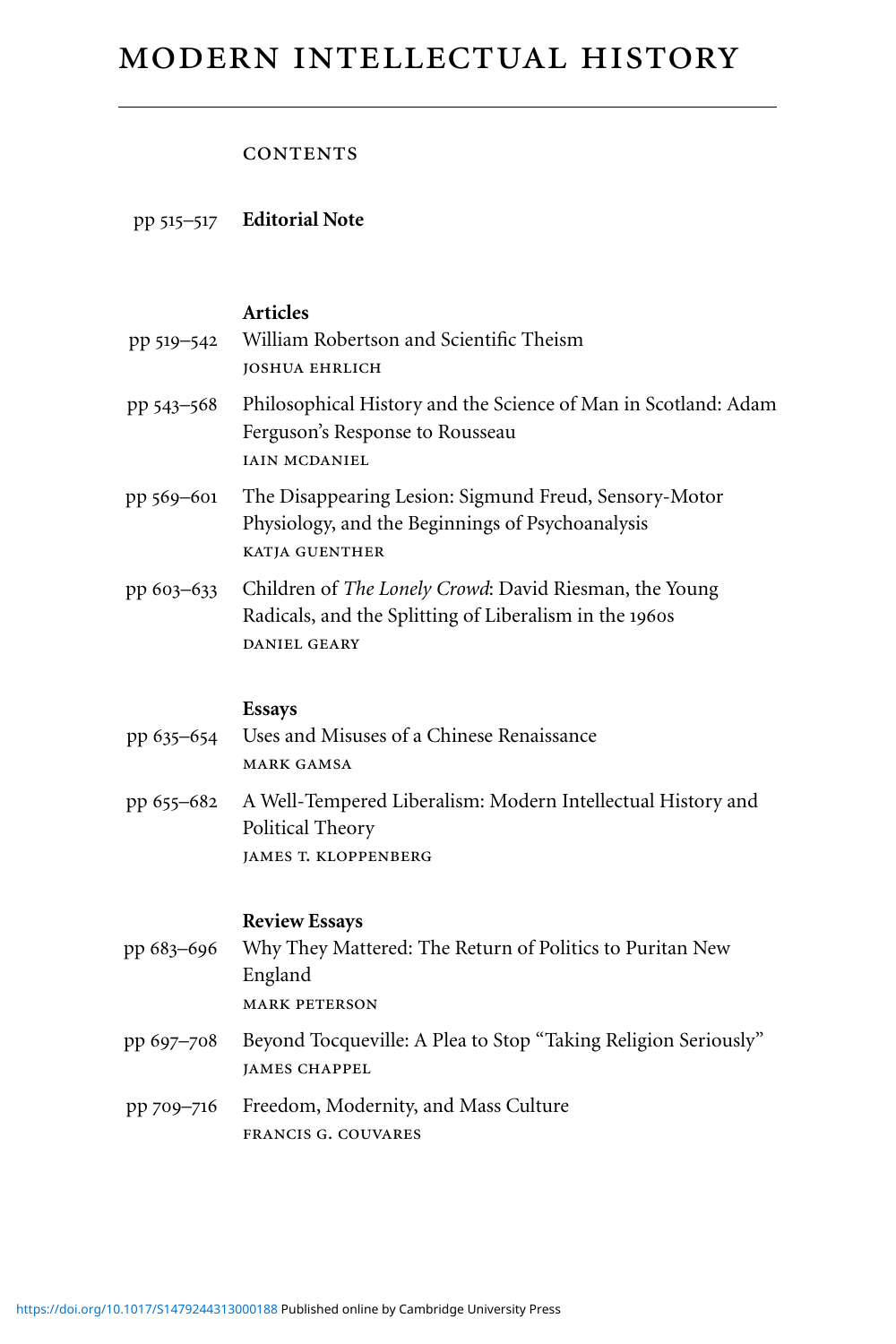# MODERN INTELLECTUAL HISTORY

## CONTENTS

pp 515–517 **Editorial Note**

**Articles**

pp 519–542 William Robertson and Scientific Theism
JOSHUA EHRLICH

pp 543–568 Philosophical History and the Science of Man in Scotland: Adam Ferguson's Response to Rousseau
IAIN MCDANIEL

pp 569–601 The Disappearing Lesion: Sigmund Freud, Sensory-Motor Physiology, and the Beginnings of Psychoanalysis
KATJA GUENTHER

pp 603–633 Children of *The Lonely Crowd*: David Riesman, the Young Radicals, and the Splitting of Liberalism in the 1960s
DANIEL GEARY

**Essays**

pp 635–654 Uses and Misuses of a Chinese Renaissance
MARK GAMSA

pp 655–682 A Well-Tempered Liberalism: Modern Intellectual History and Political Theory
JAMES T. KLOPPENBERG

**Review Essays**

pp 683–696 Why They Mattered: The Return of Politics to Puritan New England
MARK PETERSON

pp 697–708 Beyond Tocqueville: A Plea to Stop "Taking Religion Seriously"
JAMES CHAPPEL

pp 709–716 Freedom, Modernity, and Mass Culture
FRANCIS G. COUVARES

https://doi.org/10.1017/S1479244313000188 Published online by Cambridge University Press